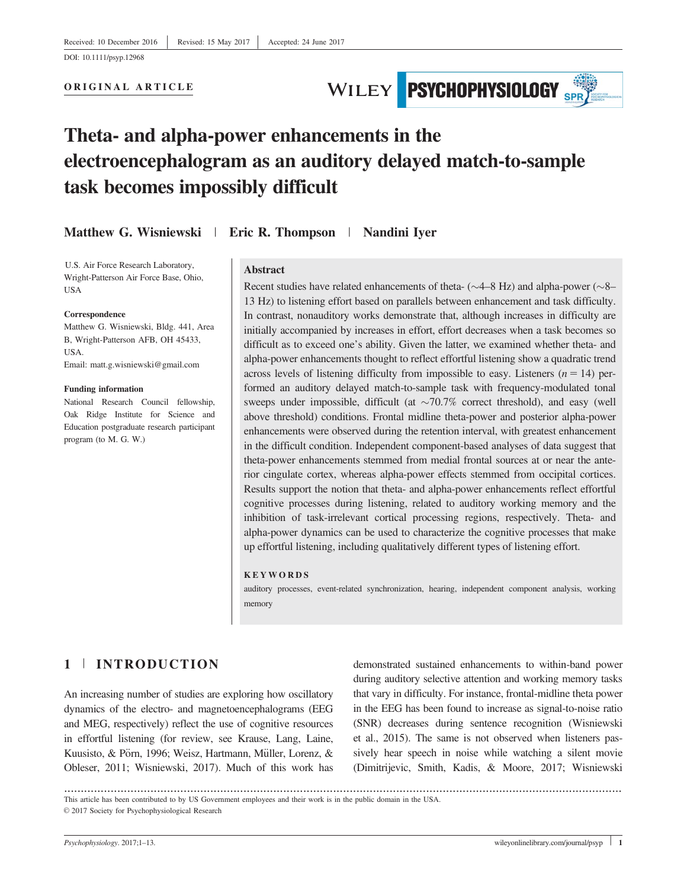Received: 10 December 2016 | Revised: 15 May 2017 | Accepted: 24 June 2017

DOI: 10.1111/psyp.12968

ORIGINAL ARTICLE

# Theta- and alpha-power enhancements in the electroencephalogram as an auditory delayed match-to-sample task becomes impossibly difficult

**Matthew G. Wisniewski | Eric R. Thompson | Nandini Iyer**

U.S. Air Force Research Laboratory, Wright-Patterson Air Force Base, Ohio, USA

**Correspondence**
Matthew G. Wisniewski, Bldg. 441, Area B, Wright-Patterson AFB, OH 45433, USA.
Email: matt.g.wisniewski@gmail.com

**Funding information**
National Research Council fellowship, Oak Ridge Institute for Science and Education postgraduate research participant program (to M. G. W.)

## Abstract

Recent studies have related enhancements of theta- (~4–8 Hz) and alpha-power (~8–13 Hz) to listening effort based on parallels between enhancement and task difficulty. In contrast, nonauditory works demonstrate that, although increases in difficulty are initially accompanied by increases in effort, effort decreases when a task becomes so difficult as to exceed one's ability. Given the latter, we examined whether theta- and alpha-power enhancements thought to reflect effortful listening show a quadratic trend across levels of listening difficulty from impossible to easy. Listeners ($n = 14$) performed an auditory delayed match-to-sample task with frequency-modulated tonal sweeps under impossible, difficult (at ~70.7% correct threshold), and easy (well above threshold) conditions. Frontal midline theta-power and posterior alpha-power enhancements were observed during the retention interval, with greatest enhancement in the difficult condition. Independent component-based analyses of data suggest that theta-power enhancements stemmed from medial frontal sources at or near the anterior cingulate cortex, whereas alpha-power effects stemmed from occipital cortices. Results support the notion that theta- and alpha-power enhancements reflect effortful cognitive processes during listening, related to auditory working memory and the inhibition of task-irrelevant cortical processing regions, respectively. Theta- and alpha-power dynamics can be used to characterize the cognitive processes that make up effortful listening, including qualitatively different types of listening effort.

**KEYWORDS**

auditory processes, event-related synchronization, hearing, independent component analysis, working memory

## 1 | INTRODUCTION

An increasing number of studies are exploring how oscillatory dynamics of the electro- and magnetoencephalograms (EEG and MEG, respectively) reflect the use of cognitive resources in effortful listening (for review, see Krause, Lang, Laine, Kuusisto, & Pörn, 1996; Weisz, Hartmann, Müller, Lorenz, & Obleser, 2011; Wisniewski, 2017). Much of this work has demonstrated sustained enhancements to within-band power during auditory selective attention and working memory tasks that vary in difficulty. For instance, frontal-midline theta power in the EEG has been found to increase as signal-to-noise ratio (SNR) decreases during sentence recognition (Wisniewski et al., 2015). The same is not observed when listeners passively hear speech in noise while watching a silent movie (Dimitrijevic, Smith, Kadis, & Moore, 2017; Wisniewski

This article has been contributed to by US Government employees and their work is in the public domain in the USA.
© 2017 Society for Psychophysiological Research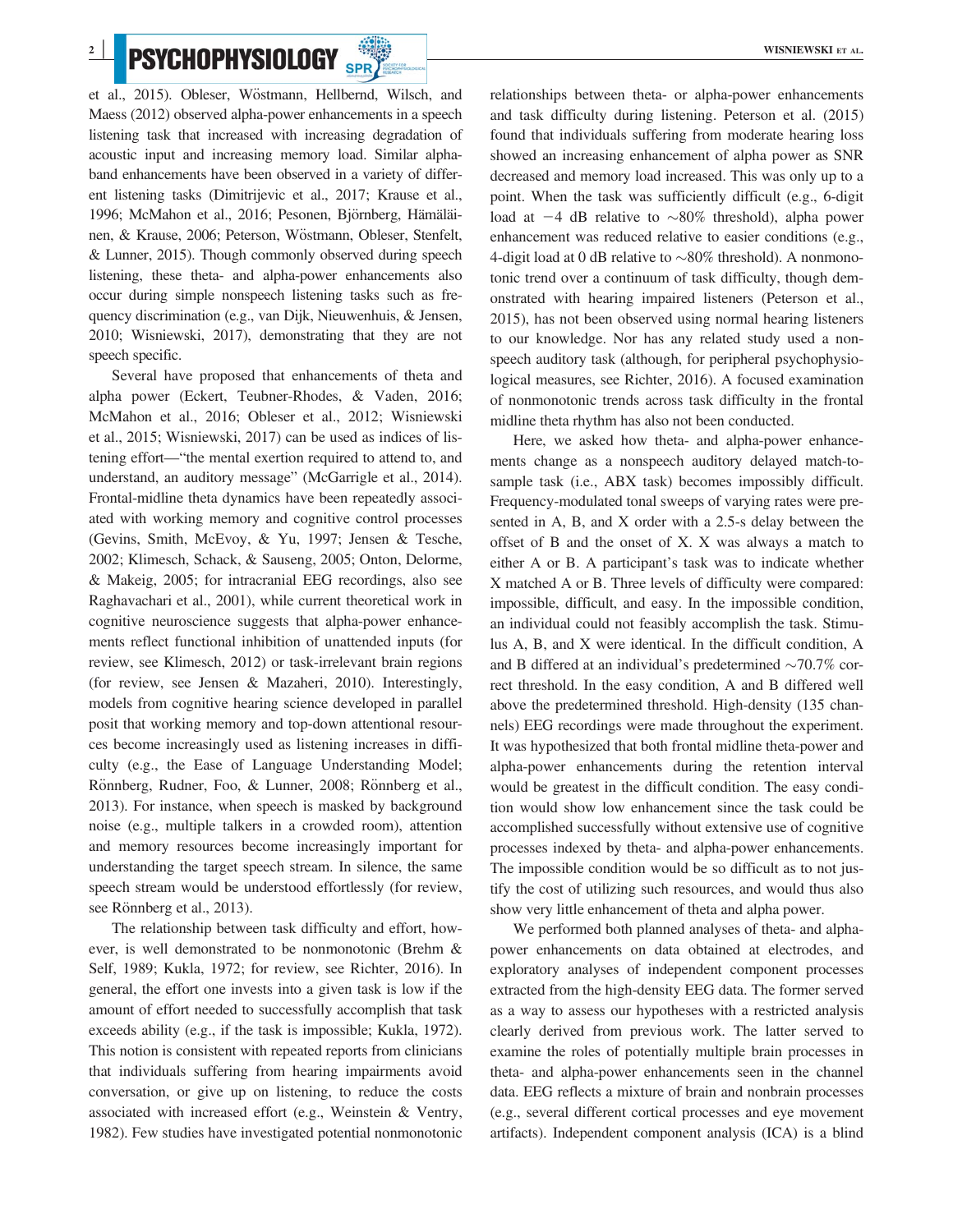et al., 2015). Obleser, Wöstmann, Hellbernd, Wilsch, and Maess (2012) observed alpha-power enhancements in a speech listening task that increased with increasing degradation of acoustic input and increasing memory load. Similar alpha-band enhancements have been observed in a variety of different listening tasks (Dimitrijevic et al., 2017; Krause et al., 1996; McMahon et al., 2016; Pesonen, Björnberg, Hämäläinen, & Krause, 2006; Peterson, Wöstmann, Obleser, Stenfelt, & Lunner, 2015). Though commonly observed during speech listening, these theta- and alpha-power enhancements also occur during simple nonspeech listening tasks such as frequency discrimination (e.g., van Dijk, Nieuwenhuis, & Jensen, 2010; Wisniewski, 2017), demonstrating that they are not speech specific.

Several have proposed that enhancements of theta and alpha power (Eckert, Teubner-Rhodes, & Vaden, 2016; McMahon et al., 2016; Obleser et al., 2012; Wisniewski et al., 2015; Wisniewski, 2017) can be used as indices of listening effort—"the mental exertion required to attend to, and understand, an auditory message" (McGarrigle et al., 2014). Frontal-midline theta dynamics have been repeatedly associated with working memory and cognitive control processes (Gevins, Smith, McEvoy, & Yu, 1997; Jensen & Tesche, 2002; Klimesch, Schack, & Sauseng, 2005; Onton, Delorme, & Makeig, 2005; for intracranial EEG recordings, also see Raghavachari et al., 2001), while current theoretical work in cognitive neuroscience suggests that alpha-power enhancements reflect functional inhibition of unattended inputs (for review, see Klimesch, 2012) or task-irrelevant brain regions (for review, see Jensen & Mazaheri, 2010). Interestingly, models from cognitive hearing science developed in parallel posit that working memory and top-down attentional resources become increasingly used as listening increases in difficulty (e.g., the Ease of Language Understanding Model; Rönnberg, Rudner, Foo, & Lunner, 2008; Rönnberg et al., 2013). For instance, when speech is masked by background noise (e.g., multiple talkers in a crowded room), attention and memory resources become increasingly important for understanding the target speech stream. In silence, the same speech stream would be understood effortlessly (for review, see Rönnberg et al., 2013).

The relationship between task difficulty and effort, however, is well demonstrated to be nonmonotonic (Brehm & Self, 1989; Kukla, 1972; for review, see Richter, 2016). In general, the effort one invests into a given task is low if the amount of effort needed to successfully accomplish that task exceeds ability (e.g., if the task is impossible; Kukla, 1972). This notion is consistent with repeated reports from clinicians that individuals suffering from hearing impairments avoid conversation, or give up on listening, to reduce the costs associated with increased effort (e.g., Weinstein & Ventry, 1982). Few studies have investigated potential nonmonotonic relationships between theta- or alpha-power enhancements and task difficulty during listening. Peterson et al. (2015) found that individuals suffering from moderate hearing loss showed an increasing enhancement of alpha power as SNR decreased and memory load increased. This was only up to a point. When the task was sufficiently difficult (e.g., 6-digit load at −4 dB relative to ~80% threshold), alpha power enhancement was reduced relative to easier conditions (e.g., 4-digit load at 0 dB relative to ~80% threshold). A nonmonotonic trend over a continuum of task difficulty, though demonstrated with hearing impaired listeners (Peterson et al., 2015), has not been observed using normal hearing listeners to our knowledge. Nor has any related study used a nonspeech auditory task (although, for peripheral psychophysiological measures, see Richter, 2016). A focused examination of nonmonotonic trends across task difficulty in the frontal midline theta rhythm has also not been conducted.

Here, we asked how theta- and alpha-power enhancements change as a nonspeech auditory delayed match-to-sample task (i.e., ABX task) becomes impossibly difficult. Frequency-modulated tonal sweeps of varying rates were presented in A, B, and X order with a 2.5-s delay between the offset of B and the onset of X. X was always a match to either A or B. A participant's task was to indicate whether X matched A or B. Three levels of difficulty were compared: impossible, difficult, and easy. In the impossible condition, an individual could not feasibly accomplish the task. Stimulus A, B, and X were identical. In the difficult condition, A and B differed at an individual's predetermined ~70.7% correct threshold. In the easy condition, A and B differed well above the predetermined threshold. High-density (135 channels) EEG recordings were made throughout the experiment. It was hypothesized that both frontal midline theta-power and alpha-power enhancements during the retention interval would be greatest in the difficult condition. The easy condition would show low enhancement since the task could be accomplished successfully without extensive use of cognitive processes indexed by theta- and alpha-power enhancements. The impossible condition would be so difficult as to not justify the cost of utilizing such resources, and would thus also show very little enhancement of theta and alpha power.

We performed both planned analyses of theta- and alpha-power enhancements on data obtained at electrodes, and exploratory analyses of independent component processes extracted from the high-density EEG data. The former served as a way to assess our hypotheses with a restricted analysis clearly derived from previous work. The latter served to examine the roles of potentially multiple brain processes in theta- and alpha-power enhancements seen in the channel data. EEG reflects a mixture of brain and nonbrain processes (e.g., several different cortical processes and eye movement artifacts). Independent component analysis (ICA) is a blind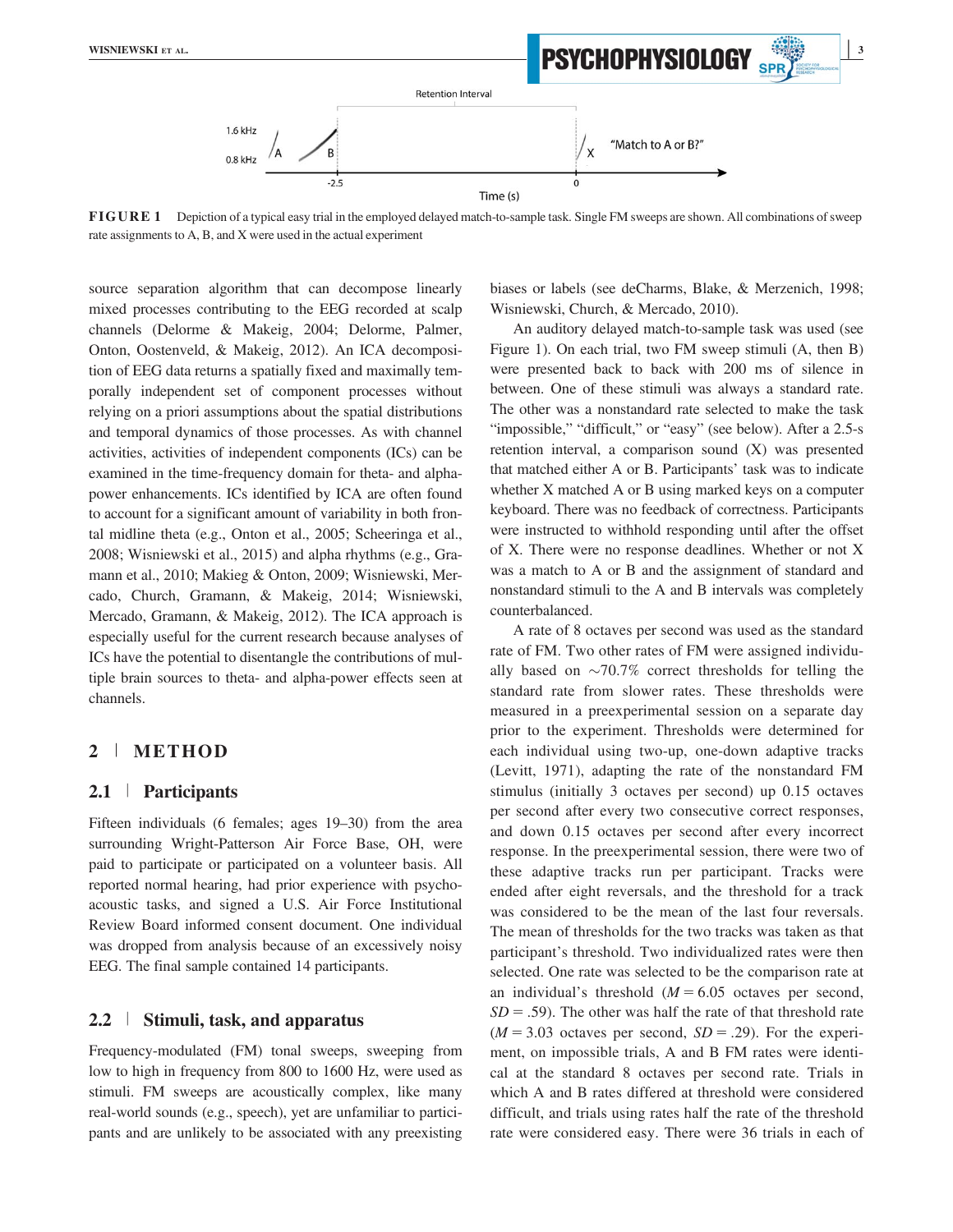FIGURE 1 Depiction of a typical easy trial in the employed delayed match-to-sample task. Single FM sweeps are shown. All combinations of sweep rate assignments to A, B, and X were used in the actual experiment

source separation algorithm that can decompose linearly mixed processes contributing to the EEG recorded at scalp channels (Delorme & Makeig, 2004; Delorme, Palmer, Onton, Oostenveld, & Makeig, 2012). An ICA decomposition of EEG data returns a spatially fixed and maximally temporally independent set of component processes without relying on a priori assumptions about the spatial distributions and temporal dynamics of those processes. As with channel activities, activities of independent components (ICs) can be examined in the time-frequency domain for theta- and alpha-power enhancements. ICs identified by ICA are often found to account for a significant amount of variability in both frontal midline theta (e.g., Onton et al., 2005; Scheeringa et al., 2008; Wisniewski et al., 2015) and alpha rhythms (e.g., Gramann et al., 2010; Makeig & Onton, 2009; Wisniewski, Mercado, Church, Gramann, & Makeig, 2014; Wisniewski, Mercado, Gramann, & Makeig, 2012). The ICA approach is especially useful for the current research because analyses of ICs have the potential to disentangle the contributions of multiple brain sources to theta- and alpha-power effects seen at channels.

## 2 | METHOD

### 2.1 | Participants

Fifteen individuals (6 females; ages 19–30) from the area surrounding Wright-Patterson Air Force Base, OH, were paid to participate or participated on a volunteer basis. All reported normal hearing, had prior experience with psychoacoustic tasks, and signed a U.S. Air Force Institutional Review Board informed consent document. One individual was dropped from analysis because of an excessively noisy EEG. The final sample contained 14 participants.

### 2.2 | Stimuli, task, and apparatus

Frequency-modulated (FM) tonal sweeps, sweeping from low to high in frequency from 800 to 1600 Hz, were used as stimuli. FM sweeps are acoustically complex, like many real-world sounds (e.g., speech), yet are unfamiliar to participants and are unlikely to be associated with any preexisting biases or labels (see deCharms, Blake, & Merzenich, 1998; Wisniewski, Church, & Mercado, 2010).

An auditory delayed match-to-sample task was used (see Figure 1). On each trial, two FM sweep stimuli (A, then B) were presented back to back with 200 ms of silence in between. One of these stimuli was always a standard rate. The other was a nonstandard rate selected to make the task "impossible," "difficult," or "easy" (see below). After a 2.5-s retention interval, a comparison sound (X) was presented that matched either A or B. Participants' task was to indicate whether X matched A or B using marked keys on a computer keyboard. There was no feedback of correctness. Participants were instructed to withhold responding until after the offset of X. There were no response deadlines. Whether or not X was a match to A or B and the assignment of standard and nonstandard stimuli to the A and B intervals was completely counterbalanced.

A rate of 8 octaves per second was used as the standard rate of FM. Two other rates of FM were assigned individually based on ~70.7% correct thresholds for telling the standard rate from slower rates. These thresholds were measured in a preexperimental session on a separate day prior to the experiment. Thresholds were determined for each individual using two-up, one-down adaptive tracks (Levitt, 1971), adapting the rate of the nonstandard FM stimulus (initially 3 octaves per second) up 0.15 octaves per second after every two consecutive correct responses, and down 0.15 octaves per second after every incorrect response. In the preexperimental session, there were two of these adaptive tracks run per participant. Tracks were ended after eight reversals, and the threshold for a track was considered to be the mean of the last four reversals. The mean of thresholds for the two tracks was taken as that participant's threshold. Two individualized rates were then selected. One rate was selected to be the comparison rate at an individual's threshold ($M = 6.05$ octaves per second, $SD = .59$). The other was half the rate of that threshold rate ($M = 3.03$ octaves per second, $SD = .29$). For the experiment, on impossible trials, A and B FM rates were identical at the standard 8 octaves per second rate. Trials in which A and B rates differed at threshold were considered difficult, and trials using rates half the rate of the threshold rate were considered easy. There were 36 trials in each of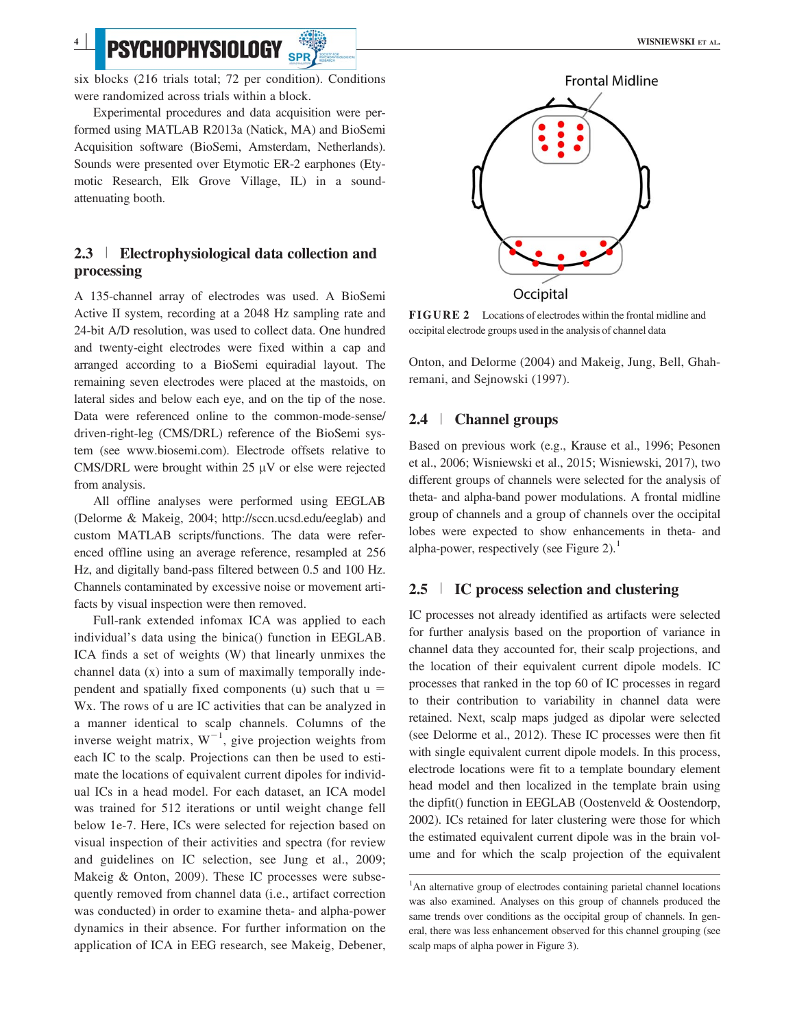six blocks (216 trials total; 72 per condition). Conditions were randomized across trials within a block.

Experimental procedures and data acquisition were performed using MATLAB R2013a (Natick, MA) and BioSemi Acquisition software (BioSemi, Amsterdam, Netherlands). Sounds were presented over Etymotic ER-2 earphones (Etymotic Research, Elk Grove Village, IL) in a sound-attenuating booth.

## 2.3 | Electrophysiological data collection and processing

A 135-channel array of electrodes was used. A BioSemi Active II system, recording at a 2048 Hz sampling rate and 24-bit A/D resolution, was used to collect data. One hundred and twenty-eight electrodes were fixed within a cap and arranged according to a BioSemi equiradial layout. The remaining seven electrodes were placed at the mastoids, on lateral sides and below each eye, and on the tip of the nose. Data were referenced online to the common-mode-sense/driven-right-leg (CMS/DRL) reference of the BioSemi system (see www.biosemi.com). Electrode offsets relative to CMS/DRL were brought within 25 μV or else were rejected from analysis.

All offline analyses were performed using EEGLAB (Delorme & Makeig, 2004; http://sccn.ucsd.edu/eeglab) and custom MATLAB scripts/functions. The data were referenced offline using an average reference, resampled at 256 Hz, and digitally band-pass filtered between 0.5 and 100 Hz. Channels contaminated by excessive noise or movement artifacts by visual inspection were then removed.

Full-rank extended infomax ICA was applied to each individual's data using the binica() function in EEGLAB. ICA finds a set of weights (W) that linearly unmixes the channel data (x) into a sum of maximally temporally independent and spatially fixed components (u) such that $u = Wx$. The rows of u are IC activities that can be analyzed in a manner identical to scalp channels. Columns of the inverse weight matrix, $W^{-1}$, give projection weights from each IC to the scalp. Projections can then be used to estimate the locations of equivalent current dipoles for individual ICs in a head model. For each dataset, an ICA model was trained for 512 iterations or until weight change fell below 1e-7. Here, ICs were selected for rejection based on visual inspection of their activities and spectra (for review and guidelines on IC selection, see Jung et al., 2009; Makeig & Onton, 2009). These IC processes were subsequently removed from channel data (i.e., artifact correction was conducted) in order to examine theta- and alpha-power dynamics in their absence. For further information on the application of ICA in EEG research, see Makeig, Debener, Onton, and Delorme (2004) and Makeig, Jung, Bell, Ghahremani, and Sejnowski (1997).

**FIGURE 2** Locations of electrodes within the frontal midline and occipital electrode groups used in the analysis of channel data

## 2.4 | Channel groups

Based on previous work (e.g., Krause et al., 1996; Pesonen et al., 2006; Wisniewski et al., 2015; Wisniewski, 2017), two different groups of channels were selected for the analysis of theta- and alpha-band power modulations. A frontal midline group of channels and a group of channels over the occipital lobes were expected to show enhancements in theta- and alpha-power, respectively (see Figure 2).[1]

## 2.5 | IC process selection and clustering

IC processes not already identified as artifacts were selected for further analysis based on the proportion of variance in channel data they accounted for, their scalp projections, and the location of their equivalent current dipole models. IC processes that ranked in the top 60 of IC processes in regard to their contribution to variability in channel data were retained. Next, scalp maps judged as dipolar were selected (see Delorme et al., 2012). These IC processes were then fit with single equivalent current dipole models. In this process, electrode locations were fit to a template boundary element head model and then localized in the template brain using the dipfit() function in EEGLAB (Oostenveld & Oostendorp, 2002). ICs retained for later clustering were those for which the estimated equivalent current dipole was in the brain volume and for which the scalp projection of the equivalent

[1] An alternative group of electrodes containing parietal channel locations was also examined. Analyses on this group of channels produced the same trends over conditions as the occipital group of channels. In general, there was less enhancement observed for this channel grouping (see scalp maps of alpha power in Figure 3).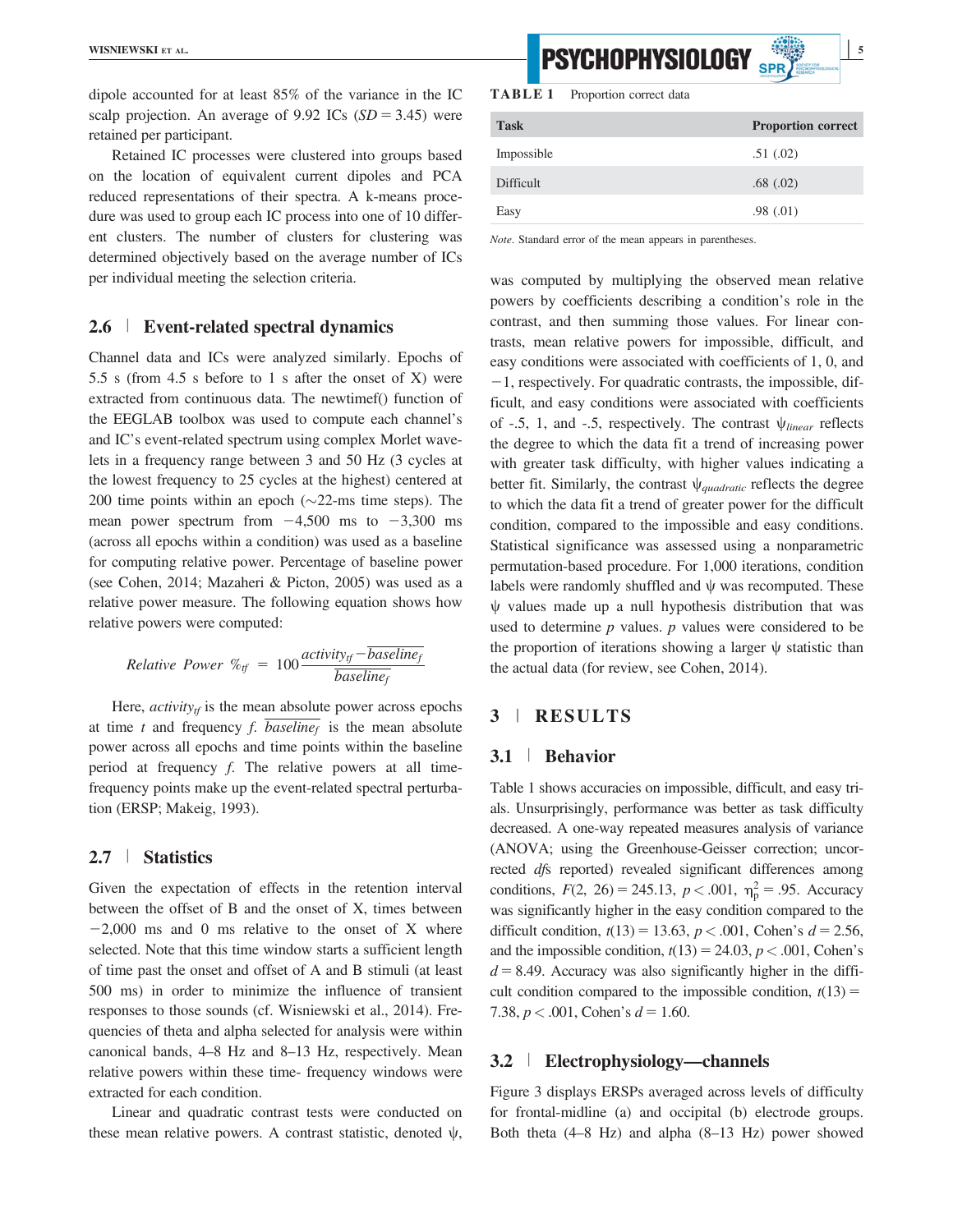dipole accounted for at least 85% of the variance in the IC scalp projection. An average of 9.92 ICs ($SD = 3.45$) were retained per participant.

Retained IC processes were clustered into groups based on the location of equivalent current dipoles and PCA reduced representations of their spectra. A k-means procedure was used to group each IC process into one of 10 different clusters. The number of clusters for clustering was determined objectively based on the average number of ICs per individual meeting the selection criteria.

## 2.6 | Event-related spectral dynamics

Channel data and ICs were analyzed similarly. Epochs of 5.5 s (from 4.5 s before to 1 s after the onset of X) were extracted from continuous data. The newtimef() function of the EEGLAB toolbox was used to compute each channel's and IC's event-related spectrum using complex Morlet wavelets in a frequency range between 3 and 50 Hz (3 cycles at the lowest frequency to 25 cycles at the highest) centered at 200 time points within an epoch (~22-ms time steps). The mean power spectrum from −4,500 ms to −3,300 ms (across all epochs within a condition) was used as a baseline for computing relative power. Percentage of baseline power (see Cohen, 2014; Mazaheri & Picton, 2005) was used as a relative power measure. The following equation shows how relative powers were computed:

$$Relative\ Power\ \%_{tf} = 100\frac{activity_{tf} - \overline{baseline_f}}{\overline{baseline_f}}$$

Here, $activity_{tf}$ is the mean absolute power across epochs at time $t$ and frequency $f$. $\overline{baseline_f}$ is the mean absolute power across all epochs and time points within the baseline period at frequency $f$. The relative powers at all time-frequency points make up the event-related spectral perturbation (ERSP; Makeig, 1993).

## 2.7 | Statistics

Given the expectation of effects in the retention interval between the offset of B and the onset of X, times between −2,000 ms and 0 ms relative to the onset of X where selected. Note that this time window starts a sufficient length of time past the onset and offset of A and B stimuli (at least 500 ms) in order to minimize the influence of transient responses to those sounds (cf. Wisniewski et al., 2014). Frequencies of theta and alpha selected for analysis were within canonical bands, 4–8 Hz and 8–13 Hz, respectively. Mean relative powers within these time- frequency windows were extracted for each condition.

Linear and quadratic contrast tests were conducted on these mean relative powers. A contrast statistic, denoted $\psi$, was computed by multiplying the observed mean relative powers by coefficients describing a condition's role in the contrast, and then summing those values. For linear contrasts, mean relative powers for impossible, difficult, and easy conditions were associated with coefficients of 1, 0, and −1, respectively. For quadratic contrasts, the impossible, difficult, and easy conditions were associated with coefficients of -.5, 1, and -.5, respectively. The contrast $\psi_{linear}$ reflects the degree to which the data fit a trend of increasing power with greater task difficulty, with higher values indicating a better fit. Similarly, the contrast $\psi_{quadratic}$ reflects the degree to which the data fit a trend of greater power for the difficult condition, compared to the impossible and easy conditions. Statistical significance was assessed using a nonparametric permutation-based procedure. For 1,000 iterations, condition labels were randomly shuffled and $\psi$ was recomputed. These $\psi$ values made up a null hypothesis distribution that was used to determine $p$ values. $p$ values were considered to be the proportion of iterations showing a larger $\psi$ statistic than the actual data (for review, see Cohen, 2014).

**TABLE 1** Proportion correct data

| Task | Proportion correct |
|---|---|
| Impossible | .51 (.02) |
| Difficult | .68 (.02) |
| Easy | .98 (.01) |

*Note*. Standard error of the mean appears in parentheses.

# 3 | RESULTS

## 3.1 | Behavior

Table 1 shows accuracies on impossible, difficult, and easy trials. Unsurprisingly, performance was better as task difficulty decreased. A one-way repeated measures analysis of variance (ANOVA; using the Greenhouse-Geisser correction; uncorrected *df*s reported) revealed significant differences among conditions, $F(2,\ 26) = 245.13$, $p < .001$, $\eta^2_p = .95$. Accuracy was significantly higher in the easy condition compared to the difficult condition, $t(13) = 13.63$, $p < .001$, Cohen's $d = 2.56$, and the impossible condition, $t(13) = 24.03$, $p < .001$, Cohen's $d = 8.49$. Accuracy was also significantly higher in the difficult condition compared to the impossible condition, $t(13) = 7.38$, $p < .001$, Cohen's $d = 1.60$.

## 3.2 | Electrophysiology—channels

Figure 3 displays ERSPs averaged across levels of difficulty for frontal-midline (a) and occipital (b) electrode groups. Both theta (4–8 Hz) and alpha (8–13 Hz) power showed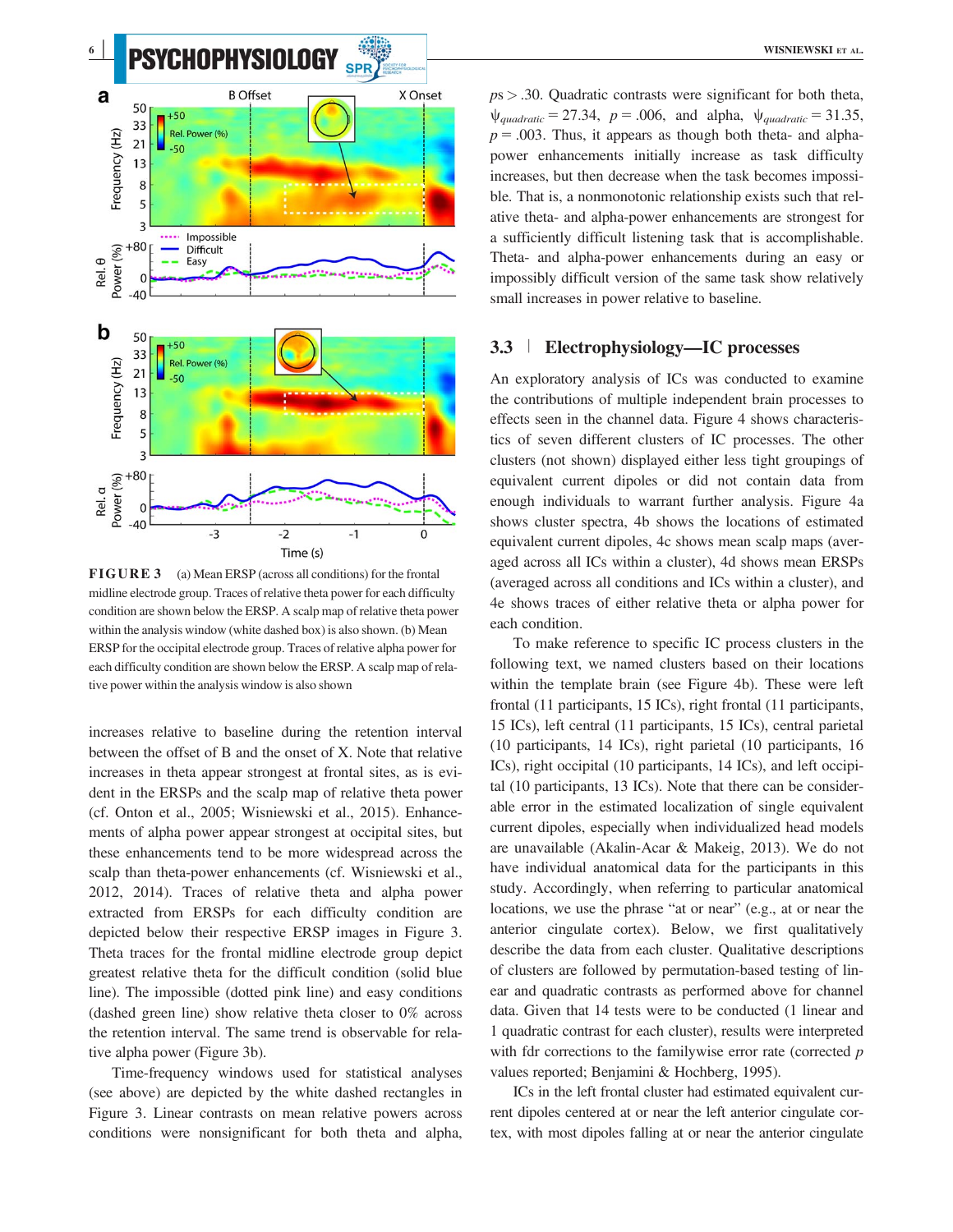FIGURE 3 (a) Mean ERSP (across all conditions) for the frontal midline electrode group. Traces of relative theta power for each difficulty condition are shown below the ERSP. A scalp map of relative theta power within the analysis window (white dashed box) is also shown. (b) Mean ERSP for the occipital electrode group. Traces of relative alpha power for each difficulty condition are shown below the ERSP. A scalp map of relative power within the analysis window is also shown

increases relative to baseline during the retention interval between the offset of B and the onset of X. Note that relative increases in theta appear strongest at frontal sites, as is evident in the ERSPs and the scalp map of relative theta power (cf. Onton et al., 2005; Wisniewski et al., 2015). Enhancements of alpha power appear strongest at occipital sites, but these enhancements tend to be more widespread across the scalp than theta-power enhancements (cf. Wisniewski et al., 2012, 2014). Traces of relative theta and alpha power extracted from ERSPs for each difficulty condition are depicted below their respective ERSP images in Figure 3. Theta traces for the frontal midline electrode group depict greatest relative theta for the difficult condition (solid blue line). The impossible (dotted pink line) and easy conditions (dashed green line) show relative theta closer to 0% across the retention interval. The same trend is observable for relative alpha power (Figure 3b).

Time-frequency windows used for statistical analyses (see above) are depicted by the white dashed rectangles in Figure 3. Linear contrasts on mean relative powers across conditions were nonsignificant for both theta and alpha, $ps > .30$. Quadratic contrasts were significant for both theta, $\psi_{quadratic} = 27.34$, $p = .006$, and alpha, $\psi_{quadratic} = 31.35$, $p = .003$. Thus, it appears as though both theta- and alpha-power enhancements initially increase as task difficulty increases, but then decrease when the task becomes impossible. That is, a nonmonotonic relationship exists such that relative theta- and alpha-power enhancements are strongest for a sufficiently difficult listening task that is accomplishable. Theta- and alpha-power enhancements during an easy or impossibly difficult version of the same task show relatively small increases in power relative to baseline.

## 3.3 | Electrophysiology—IC processes

An exploratory analysis of ICs was conducted to examine the contributions of multiple independent brain processes to effects seen in the channel data. Figure 4 shows characteristics of seven different clusters of IC processes. The other clusters (not shown) displayed either less tight groupings of equivalent current dipoles or did not contain data from enough individuals to warrant further analysis. Figure 4a shows cluster spectra, 4b shows the locations of estimated equivalent current dipoles, 4c shows mean scalp maps (averaged across all ICs within a cluster), 4d shows mean ERSPs (averaged across all conditions and ICs within a cluster), and 4e shows traces of either relative theta or alpha power for each condition.

To make reference to specific IC process clusters in the following text, we named clusters based on their locations within the template brain (see Figure 4b). These were left frontal (11 participants, 15 ICs), right frontal (11 participants, 15 ICs), left central (11 participants, 15 ICs), central parietal (10 participants, 14 ICs), right parietal (10 participants, 16 ICs), right occipital (10 participants, 14 ICs), and left occipital (10 participants, 13 ICs). Note that there can be considerable error in the estimated localization of single equivalent current dipoles, especially when individualized head models are unavailable (Akalin-Acar & Makeig, 2013). We do not have individual anatomical data for the participants in this study. Accordingly, when referring to particular anatomical locations, we use the phrase "at or near" (e.g., at or near the anterior cingulate cortex). Below, we first qualitatively describe the data from each cluster. Qualitative descriptions of clusters are followed by permutation-based testing of linear and quadratic contrasts as performed above for channel data. Given that 14 tests were to be conducted (1 linear and 1 quadratic contrast for each cluster), results were interpreted with fdr corrections to the familywise error rate (corrected $p$ values reported; Benjamini & Hochberg, 1995).

ICs in the left frontal cluster had estimated equivalent current dipoles centered at or near the left anterior cingulate cortex, with most dipoles falling at or near the anterior cingulate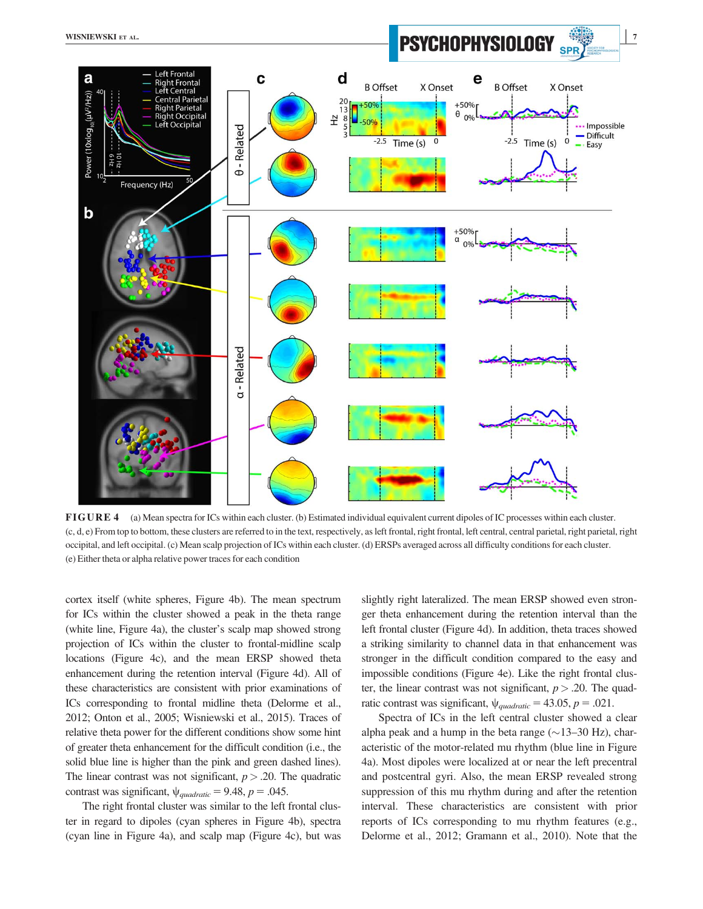**FIGURE 4** (a) Mean spectra for ICs within each cluster. (b) Estimated individual equivalent current dipoles of IC processes within each cluster. (c, d, e) From top to bottom, these clusters are referred to in the text, respectively, as left frontal, right frontal, left central, central parietal, right parietal, right occipital, and left occipital. (c) Mean scalp projection of ICs within each cluster. (d) ERSPs averaged across all difficulty conditions for each cluster. (e) Either theta or alpha relative power traces for each condition

cortex itself (white spheres, Figure 4b). The mean spectrum for ICs within the cluster showed a peak in the theta range (white line, Figure 4a), the cluster's scalp map showed strong projection of ICs within the cluster to frontal-midline scalp locations (Figure 4c), and the mean ERSP showed theta enhancement during the retention interval (Figure 4d). All of these characteristics are consistent with prior examinations of ICs corresponding to frontal midline theta (Delorme et al., 2012; Onton et al., 2005; Wisniewski et al., 2015). Traces of relative theta power for the different conditions show some hint of greater theta enhancement for the difficult condition (i.e., the solid blue line is higher than the pink and green dashed lines). The linear contrast was not significant, $p > .20$. The quadratic contrast was significant, $\psi_{quadratic} = 9.48$, $p = .045$.

The right frontal cluster was similar to the left frontal cluster in regard to dipoles (cyan spheres in Figure 4b), spectra (cyan line in Figure 4a), and scalp map (Figure 4c), but was slightly right lateralized. The mean ERSP showed even stronger theta enhancement during the retention interval than the left frontal cluster (Figure 4d). In addition, theta traces showed a striking similarity to channel data in that enhancement was stronger in the difficult condition compared to the easy and impossible conditions (Figure 4e). Like the right frontal cluster, the linear contrast was not significant, $p > .20$. The quadratic contrast was significant, $\psi_{quadratic} = 43.05$, $p = .021$.

Spectra of ICs in the left central cluster showed a clear alpha peak and a hump in the beta range (~13–30 Hz), characteristic of the motor-related mu rhythm (blue line in Figure 4a). Most dipoles were localized at or near the left precentral and postcentral gyri. Also, the mean ERSP revealed strong suppression of this mu rhythm during and after the retention interval. These characteristics are consistent with prior reports of ICs corresponding to mu rhythm features (e.g., Delorme et al., 2012; Gramann et al., 2010). Note that the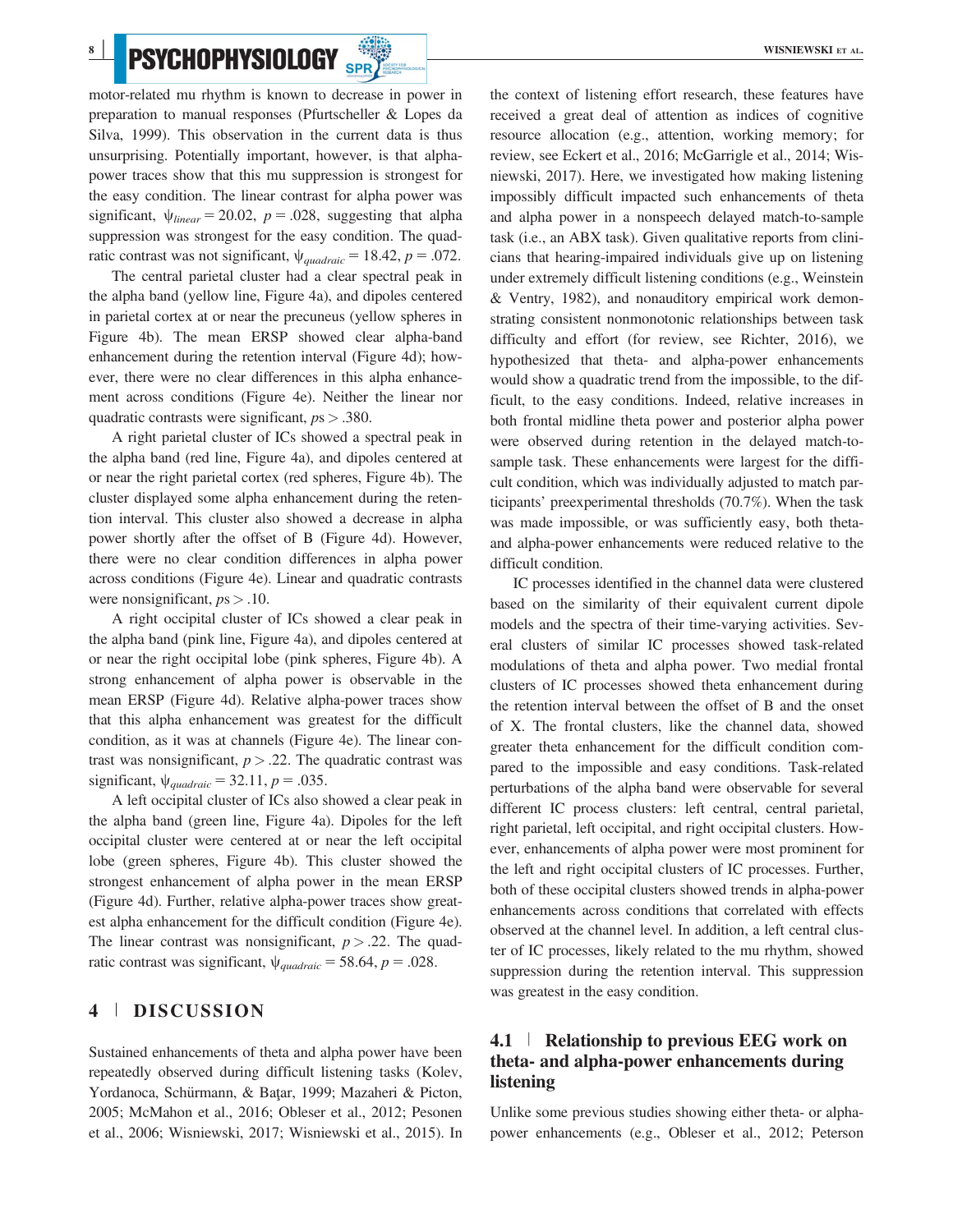motor-related mu rhythm is known to decrease in power in preparation to manual responses (Pfurtscheller & Lopes da Silva, 1999). This observation in the current data is thus unsurprising. Potentially important, however, is that alpha-power traces show that this mu suppression is strongest for the easy condition. The linear contrast for alpha power was significant, $\psi_{linear} = 20.02$, $p = .028$, suggesting that alpha suppression was strongest for the easy condition. The quadratic contrast was not significant, $\psi_{quadraic} = 18.42$, $p = .072$.

The central parietal cluster had a clear spectral peak in the alpha band (yellow line, Figure 4a), and dipoles centered in parietal cortex at or near the precuneus (yellow spheres in Figure 4b). The mean ERSP showed clear alpha-band enhancement during the retention interval (Figure 4d); however, there were no clear differences in this alpha enhancement across conditions (Figure 4e). Neither the linear nor quadratic contrasts were significant, $ps > .380$.

A right parietal cluster of ICs showed a spectral peak in the alpha band (red line, Figure 4a), and dipoles centered at or near the right parietal cortex (red spheres, Figure 4b). The cluster displayed some alpha enhancement during the retention interval. This cluster also showed a decrease in alpha power shortly after the offset of B (Figure 4d). However, there were no clear condition differences in alpha power across conditions (Figure 4e). Linear and quadratic contrasts were nonsignificant, $ps > .10$.

A right occipital cluster of ICs showed a clear peak in the alpha band (pink line, Figure 4a), and dipoles centered at or near the right occipital lobe (pink spheres, Figure 4b). A strong enhancement of alpha power is observable in the mean ERSP (Figure 4d). Relative alpha-power traces show that this alpha enhancement was greatest for the difficult condition, as it was at channels (Figure 4e). The linear contrast was nonsignificant, $p > .22$. The quadratic contrast was significant, $\psi_{quadraic} = 32.11$, $p = .035$.

A left occipital cluster of ICs also showed a clear peak in the alpha band (green line, Figure 4a). Dipoles for the left occipital cluster were centered at or near the left occipital lobe (green spheres, Figure 4b). This cluster showed the strongest enhancement of alpha power in the mean ERSP (Figure 4d). Further, relative alpha-power traces show greatest alpha enhancement for the difficult condition (Figure 4e). The linear contrast was nonsignificant, $p > .22$. The quadratic contrast was significant, $\psi_{quadraic} = 58.64$, $p = .028$.

## 4 | DISCUSSION

Sustained enhancements of theta and alpha power have been repeatedly observed during difficult listening tasks (Kolev, Yordanoca, Schürmann, & Baţar, 1999; Mazaheri & Picton, 2005; McMahon et al., 2016; Obleser et al., 2012; Pesonen et al., 2006; Wisniewski, 2017; Wisniewski et al., 2015). In the context of listening effort research, these features have received a great deal of attention as indices of cognitive resource allocation (e.g., attention, working memory; for review, see Eckert et al., 2016; McGarrigle et al., 2014; Wisniewski, 2017). Here, we investigated how making listening impossibly difficult impacted such enhancements of theta and alpha power in a nonspeech delayed match-to-sample task (i.e., an ABX task). Given qualitative reports from clinicians that hearing-impaired individuals give up on listening under extremely difficult listening conditions (e.g., Weinstein & Ventry, 1982), and nonauditory empirical work demonstrating consistent nonmonotonic relationships between task difficulty and effort (for review, see Richter, 2016), we hypothesized that theta- and alpha-power enhancements would show a quadratic trend from the impossible, to the difficult, to the easy conditions. Indeed, relative increases in both frontal midline theta power and posterior alpha power were observed during retention in the delayed match-to-sample task. These enhancements were largest for the difficult condition, which was individually adjusted to match participants' preexperimental thresholds (70.7%). When the task was made impossible, or was sufficiently easy, both theta- and alpha-power enhancements were reduced relative to the difficult condition.

IC processes identified in the channel data were clustered based on the similarity of their equivalent current dipole models and the spectra of their time-varying activities. Several clusters of similar IC processes showed task-related modulations of theta and alpha power. Two medial frontal clusters of IC processes showed theta enhancement during the retention interval between the offset of B and the onset of X. The frontal clusters, like the channel data, showed greater theta enhancement for the difficult condition compared to the impossible and easy conditions. Task-related perturbations of the alpha band were observable for several different IC process clusters: left central, central parietal, right parietal, left occipital, and right occipital clusters. However, enhancements of alpha power were most prominent for the left and right occipital clusters of IC processes. Further, both of these occipital clusters showed trends in alpha-power enhancements across conditions that correlated with effects observed at the channel level. In addition, a left central cluster of IC processes, likely related to the mu rhythm, showed suppression during the retention interval. This suppression was greatest in the easy condition.

### 4.1 | Relationship to previous EEG work on theta- and alpha-power enhancements during listening

Unlike some previous studies showing either theta- or alpha-power enhancements (e.g., Obleser et al., 2012; Peterson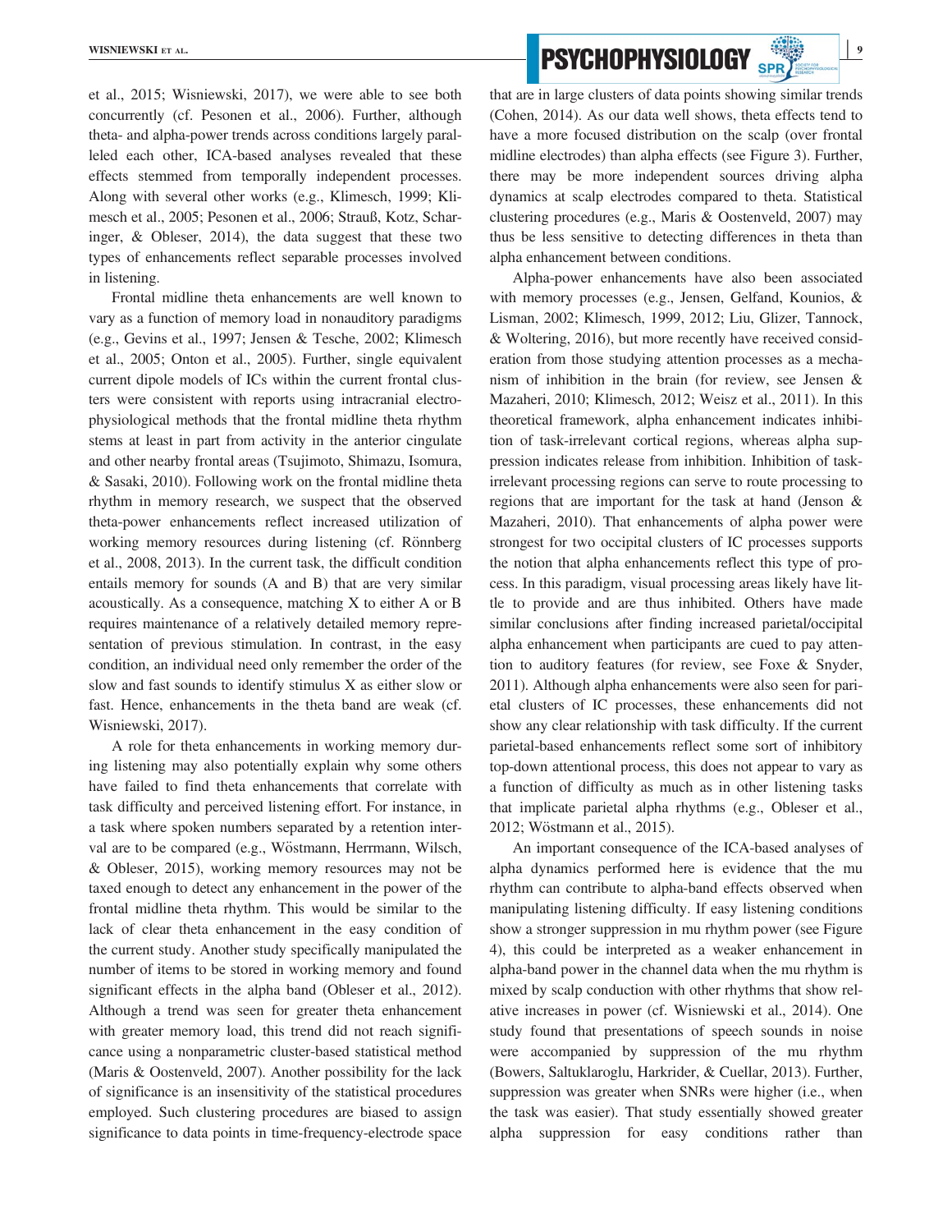et al., 2015; Wisniewski, 2017), we were able to see both concurrently (cf. Pesonen et al., 2006). Further, although theta- and alpha-power trends across conditions largely paralleled each other, ICA-based analyses revealed that these effects stemmed from temporally independent processes. Along with several other works (e.g., Klimesch, 1999; Klimesch et al., 2005; Pesonen et al., 2006; Strauß, Kotz, Scharinger, & Obleser, 2014), the data suggest that these two types of enhancements reflect separable processes involved in listening.

Frontal midline theta enhancements are well known to vary as a function of memory load in nonauditory paradigms (e.g., Gevins et al., 1997; Jensen & Tesche, 2002; Klimesch et al., 2005; Onton et al., 2005). Further, single equivalent current dipole models of ICs within the current frontal clusters were consistent with reports using intracranial electrophysiological methods that the frontal midline theta rhythm stems at least in part from activity in the anterior cingulate and other nearby frontal areas (Tsujimoto, Shimazu, Isomura, & Sasaki, 2010). Following work on the frontal midline theta rhythm in memory research, we suspect that the observed theta-power enhancements reflect increased utilization of working memory resources during listening (cf. Rönnberg et al., 2008, 2013). In the current task, the difficult condition entails memory for sounds (A and B) that are very similar acoustically. As a consequence, matching X to either A or B requires maintenance of a relatively detailed memory representation of previous stimulation. In contrast, in the easy condition, an individual need only remember the order of the slow and fast sounds to identify stimulus X as either slow or fast. Hence, enhancements in the theta band are weak (cf. Wisniewski, 2017).

A role for theta enhancements in working memory during listening may also potentially explain why some others have failed to find theta enhancements that correlate with task difficulty and perceived listening effort. For instance, in a task where spoken numbers separated by a retention interval are to be compared (e.g., Wöstmann, Herrmann, Wilsch, & Obleser, 2015), working memory resources may not be taxed enough to detect any enhancement in the power of the frontal midline theta rhythm. This would be similar to the lack of clear theta enhancement in the easy condition of the current study. Another study specifically manipulated the number of items to be stored in working memory and found significant effects in the alpha band (Obleser et al., 2012). Although a trend was seen for greater theta enhancement with greater memory load, this trend did not reach significance using a nonparametric cluster-based statistical method (Maris & Oostenveld, 2007). Another possibility for the lack of significance is an insensitivity of the statistical procedures employed. Such clustering procedures are biased to assign significance to data points in time-frequency-electrode space that are in large clusters of data points showing similar trends (Cohen, 2014). As our data well shows, theta effects tend to have a more focused distribution on the scalp (over frontal midline electrodes) than alpha effects (see Figure 3). Further, there may be more independent sources driving alpha dynamics at scalp electrodes compared to theta. Statistical clustering procedures (e.g., Maris & Oostenveld, 2007) may thus be less sensitive to detecting differences in theta than alpha enhancement between conditions.

Alpha-power enhancements have also been associated with memory processes (e.g., Jensen, Gelfand, Kounios, & Lisman, 2002; Klimesch, 1999, 2012; Liu, Glizer, Tannock, & Woltering, 2016), but more recently have received consideration from those studying attention processes as a mechanism of inhibition in the brain (for review, see Jensen & Mazaheri, 2010; Klimesch, 2012; Weisz et al., 2011). In this theoretical framework, alpha enhancement indicates inhibition of task-irrelevant cortical regions, whereas alpha suppression indicates release from inhibition. Inhibition of task-irrelevant processing regions can serve to route processing to regions that are important for the task at hand (Jenson & Mazaheri, 2010). That enhancements of alpha power were strongest for two occipital clusters of IC processes supports the notion that alpha enhancements reflect this type of process. In this paradigm, visual processing areas likely have little to provide and are thus inhibited. Others have made similar conclusions after finding increased parietal/occipital alpha enhancement when participants are cued to pay attention to auditory features (for review, see Foxe & Snyder, 2011). Although alpha enhancements were also seen for parietal clusters of IC processes, these enhancements did not show any clear relationship with task difficulty. If the current parietal-based enhancements reflect some sort of inhibitory top-down attentional process, this does not appear to vary as a function of difficulty as much as in other listening tasks that implicate parietal alpha rhythms (e.g., Obleser et al., 2012; Wöstmann et al., 2015).

An important consequence of the ICA-based analyses of alpha dynamics performed here is evidence that the mu rhythm can contribute to alpha-band effects observed when manipulating listening difficulty. If easy listening conditions show a stronger suppression in mu rhythm power (see Figure 4), this could be interpreted as a weaker enhancement in alpha-band power in the channel data when the mu rhythm is mixed by scalp conduction with other rhythms that show relative increases in power (cf. Wisniewski et al., 2014). One study found that presentations of speech sounds in noise were accompanied by suppression of the mu rhythm (Bowers, Saltuklaroglu, Harkrider, & Cuellar, 2013). Further, suppression was greater when SNRs were higher (i.e., when the task was easier). That study essentially showed greater alpha suppression for easy conditions rather than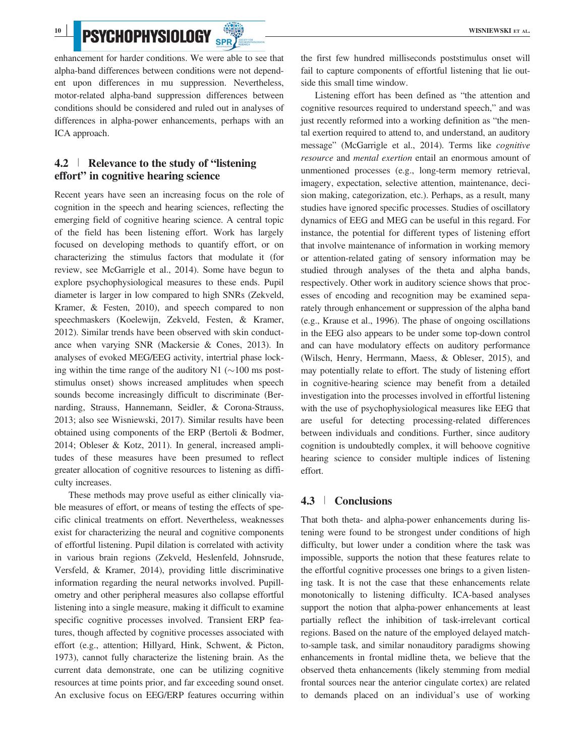enhancement for harder conditions. We were able to see that alpha-band differences between conditions were not dependent upon differences in mu suppression. Nevertheless, motor-related alpha-band suppression differences between conditions should be considered and ruled out in analyses of differences in alpha-power enhancements, perhaps with an ICA approach.

## 4.2 | Relevance to the study of "listening effort" in cognitive hearing science

Recent years have seen an increasing focus on the role of cognition in the speech and hearing sciences, reflecting the emerging field of cognitive hearing science. A central topic of the field has been listening effort. Work has largely focused on developing methods to quantify effort, or on characterizing the stimulus factors that modulate it (for review, see McGarrigle et al., 2014). Some have begun to explore psychophysiological measures to these ends. Pupil diameter is larger in low compared to high SNRs (Zekveld, Kramer, & Festen, 2010), and speech compared to non speechmaskers (Koelewijn, Zekveld, Festen, & Kramer, 2012). Similar trends have been observed with skin conductance when varying SNR (Mackersie & Cones, 2013). In analyses of evoked MEG/EEG activity, intertrial phase locking within the time range of the auditory N1 (~100 ms poststimulus onset) shows increased amplitudes when speech sounds become increasingly difficult to discriminate (Bernarding, Strauss, Hannemann, Seidler, & Corona-Strauss, 2013; also see Wisniewski, 2017). Similar results have been obtained using components of the ERP (Bertoli & Bodmer, 2014; Obleser & Kotz, 2011). In general, increased amplitudes of these measures have been presumed to reflect greater allocation of cognitive resources to listening as difficulty increases.

These methods may prove useful as either clinically viable measures of effort, or means of testing the effects of specific clinical treatments on effort. Nevertheless, weaknesses exist for characterizing the neural and cognitive components of effortful listening. Pupil dilation is correlated with activity in various brain regions (Zekveld, Heslenfeld, Johnsrude, Versfeld, & Kramer, 2014), providing little discriminative information regarding the neural networks involved. Pupillometry and other peripheral measures also collapse effortful listening into a single measure, making it difficult to examine specific cognitive processes involved. Transient ERP features, though affected by cognitive processes associated with effort (e.g., attention; Hillyard, Hink, Schwent, & Picton, 1973), cannot fully characterize the listening brain. As the current data demonstrate, one can be utilizing cognitive resources at time points prior, and far exceeding sound onset. An exclusive focus on EEG/ERP features occurring within the first few hundred milliseconds poststimulus onset will fail to capture components of effortful listening that lie outside this small time window.

Listening effort has been defined as "the attention and cognitive resources required to understand speech," and was just recently reformed into a working definition as "the mental exertion required to attend to, and understand, an auditory message" (McGarrigle et al., 2014). Terms like *cognitive resource* and *mental exertion* entail an enormous amount of unmentioned processes (e.g., long-term memory retrieval, imagery, expectation, selective attention, maintenance, decision making, categorization, etc.). Perhaps, as a result, many studies have ignored specific processes. Studies of oscillatory dynamics of EEG and MEG can be useful in this regard. For instance, the potential for different types of listening effort that involve maintenance of information in working memory or attention-related gating of sensory information may be studied through analyses of the theta and alpha bands, respectively. Other work in auditory science shows that processes of encoding and recognition may be examined separately through enhancement or suppression of the alpha band (e.g., Krause et al., 1996). The phase of ongoing oscillations in the EEG also appears to be under some top-down control and can have modulatory effects on auditory performance (Wilsch, Henry, Herrmann, Maess, & Obleser, 2015), and may potentially relate to effort. The study of listening effort in cognitive-hearing science may benefit from a detailed investigation into the processes involved in effortful listening with the use of psychophysiological measures like EEG that are useful for detecting processing-related differences between individuals and conditions. Further, since auditory cognition is undoubtedly complex, it will behoove cognitive hearing science to consider multiple indices of listening effort.

## 4.3 | Conclusions

That both theta- and alpha-power enhancements during listening were found to be strongest under conditions of high difficulty, but lower under a condition where the task was impossible, supports the notion that these features relate to the effortful cognitive processes one brings to a given listening task. It is not the case that these enhancements relate monotonically to listening difficulty. ICA-based analyses support the notion that alpha-power enhancements at least partially reflect the inhibition of task-irrelevant cortical regions. Based on the nature of the employed delayed match-to-sample task, and similar nonauditory paradigms showing enhancements in frontal midline theta, we believe that the observed theta enhancements (likely stemming from medial frontal sources near the anterior cingulate cortex) are related to demands placed on an individual's use of working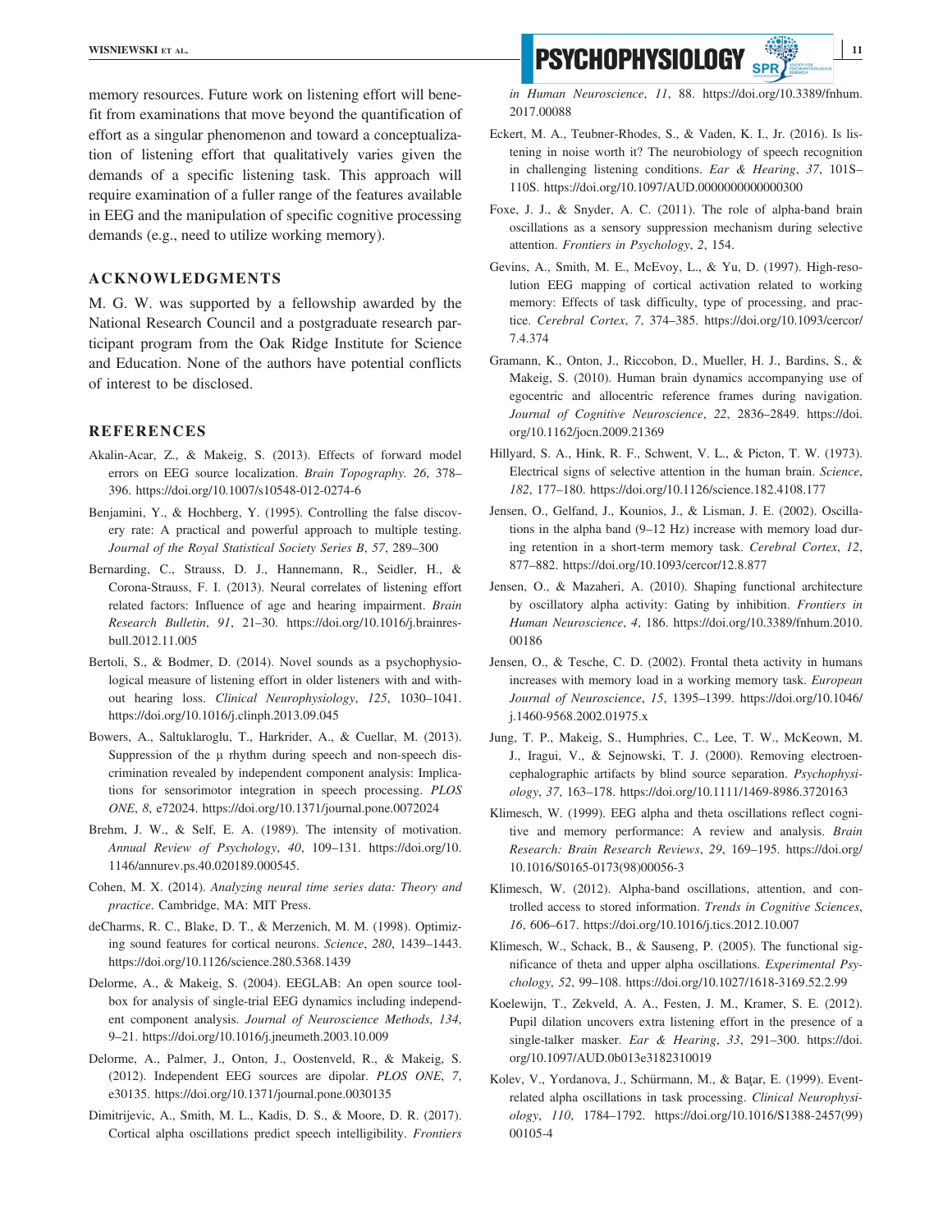memory resources. Future work on listening effort will benefit from examinations that move beyond the quantification of effort as a singular phenomenon and toward a conceptualization of listening effort that qualitatively varies given the demands of a specific listening task. This approach will require examination of a fuller range of the features available in EEG and the manipulation of specific cognitive processing demands (e.g., need to utilize working memory).

## ACKNOWLEDGMENTS

M. G. W. was supported by a fellowship awarded by the National Research Council and a postgraduate research participant program from the Oak Ridge Institute for Science and Education. None of the authors have potential conflicts of interest to be disclosed.

## REFERENCES

Akalin-Acar, Z., & Makeig, S. (2013). Effects of forward model errors on EEG source localization. *Brain Topography. 26*, 378–396. https://doi.org/10.1007/s10548-012-0274-6

Benjamini, Y., & Hochberg, Y. (1995). Controlling the false discovery rate: A practical and powerful approach to multiple testing. *Journal of the Royal Statistical Society Series B*, *57*, 289–300

Bernarding, C., Strauss, D. J., Hannemann, R., Seidler, H., & Corona-Strauss, F. I. (2013). Neural correlates of listening effort related factors: Influence of age and hearing impairment. *Brain Research Bulletin*, *91*, 21–30. https://doi.org/10.1016/j.brainresbull.2012.11.005

Bertoli, S., & Bodmer, D. (2014). Novel sounds as a psychophysiological measure of listening effort in older listeners with and without hearing loss. *Clinical Neurophysiology*, *125*, 1030–1041. https://doi.org/10.1016/j.clinph.2013.09.045

Bowers, A., Saltuklaroglu, T., Harkrider, A., & Cuellar, M. (2013). Suppression of the μ rhythm during speech and non-speech discrimination revealed by independent component analysis: Implications for sensorimotor integration in speech processing. *PLOS ONE*, *8*, e72024. https://doi.org/10.1371/journal.pone.0072024

Brehm, J. W., & Self, E. A. (1989). The intensity of motivation. *Annual Review of Psychology*, *40*, 109–131. https://doi.org/10.1146/annurev.ps.40.020189.000545.

Cohen, M. X. (2014). *Analyzing neural time series data: Theory and practice*. Cambridge, MA: MIT Press.

deCharms, R. C., Blake, D. T., & Merzenich, M. M. (1998). Optimizing sound features for cortical neurons. *Science*, *280*, 1439–1443. https://doi.org/10.1126/science.280.5368.1439

Delorme, A., & Makeig, S. (2004). EEGLAB: An open source toolbox for analysis of single-trial EEG dynamics including independent component analysis. *Journal of Neuroscience Methods*, *134*, 9–21. https://doi.org/10.1016/j.jneumeth.2003.10.009

Delorme, A., Palmer, J., Onton, J., Oostenveld, R., & Makeig, S. (2012). Independent EEG sources are dipolar. *PLOS ONE*, *7*, e30135. https://doi.org/10.1371/journal.pone.0030135

Dimitrijevic, A., Smith, M. L., Kadis, D. S., & Moore, D. R. (2017). Cortical alpha oscillations predict speech intelligibility. *Frontiers in Human Neuroscience*, *11*, 88. https://doi.org/10.3389/fnhum.2017.00088

Eckert, M. A., Teubner-Rhodes, S., & Vaden, K. I., Jr. (2016). Is listening in noise worth it? The neurobiology of speech recognition in challenging listening conditions. *Ear & Hearing*, *37*, 101S–110S. https://doi.org/10.1097/AUD.0000000000000300

Foxe, J. J., & Snyder, A. C. (2011). The role of alpha-band brain oscillations as a sensory suppression mechanism during selective attention. *Frontiers in Psychology*, *2*, 154.

Gevins, A., Smith, M. E., McEvoy, L., & Yu, D. (1997). High-resolution EEG mapping of cortical activation related to working memory: Effects of task difficulty, type of processing, and practice. *Cerebral Cortex*, *7*, 374–385. https://doi.org/10.1093/cercor/7.4.374

Gramann, K., Onton, J., Riccobon, D., Mueller, H. J., Bardins, S., & Makeig, S. (2010). Human brain dynamics accompanying use of egocentric and allocentric reference frames during navigation. *Journal of Cognitive Neuroscience*, *22*, 2836–2849. https://doi.org/10.1162/jocn.2009.21369

Hillyard, S. A., Hink, R. F., Schwent, V. L., & Picton, T. W. (1973). Electrical signs of selective attention in the human brain. *Science*, *182*, 177–180. https://doi.org/10.1126/science.182.4108.177

Jensen, O., Gelfand, J., Kounios, J., & Lisman, J. E. (2002). Oscillations in the alpha band (9–12 Hz) increase with memory load during retention in a short-term memory task. *Cerebral Cortex*, *12*, 877–882. https://doi.org/10.1093/cercor/12.8.877

Jensen, O., & Mazaheri, A. (2010). Shaping functional architecture by oscillatory alpha activity: Gating by inhibition. *Frontiers in Human Neuroscience*, *4*, 186. https://doi.org/10.3389/fnhum.2010.00186

Jensen, O., & Tesche, C. D. (2002). Frontal theta activity in humans increases with memory load in a working memory task. *European Journal of Neuroscience*, *15*, 1395–1399. https://doi.org/10.1046/j.1460-9568.2002.01975.x

Jung, T. P., Makeig, S., Humphries, C., Lee, T. W., McKeown, M. J., Iragui, V., & Sejnowski, T. J. (2000). Removing electroencephalographic artifacts by blind source separation. *Psychophysiology*, *37*, 163–178. https://doi.org/10.1111/1469-8986.3720163

Klimesch, W. (1999). EEG alpha and theta oscillations reflect cognitive and memory performance: A review and analysis. *Brain Research: Brain Research Reviews*, *29*, 169–195. https://doi.org/10.1016/S0165-0173(98)00056-3

Klimesch, W. (2012). Alpha-band oscillations, attention, and controlled access to stored information. *Trends in Cognitive Sciences*, *16*, 606–617. https://doi.org/10.1016/j.tics.2012.10.007

Klimesch, W., Schack, B., & Sauseng, P. (2005). The functional significance of theta and upper alpha oscillations. *Experimental Psychology*, *52*, 99–108. https://doi.org/10.1027/1618-3169.52.2.99

Koelewijn, T., Zekveld, A. A., Festen, J. M., Kramer, S. E. (2012). Pupil dilation uncovers extra listening effort in the presence of a single-talker masker. *Ear & Hearing*, *33*, 291–300. https://doi.org/10.1097/AUD.0b013e3182310019

Kolev, V., Yordanova, J., Schürmann, M., & Başar, E. (1999). Event-related alpha oscillations in task processing. *Clinical Neurophysiology*, *110*, 1784–1792. https://doi.org/10.1016/S1388-2457(99)00105-4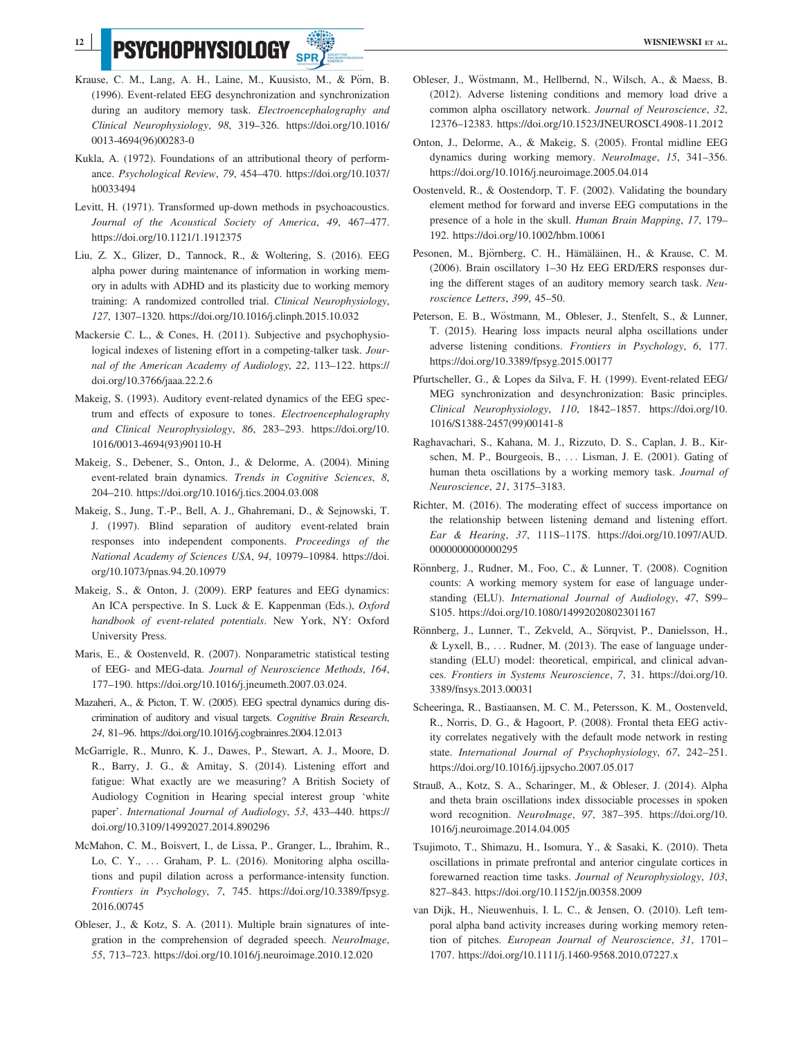Krause, C. M., Lang, A. H., Laine, M., Kuusisto, M., & Pörn, B. (1996). Event-related EEG desynchronization and synchronization during an auditory memory task. *Electroencephalography and Clinical Neurophysiology*, *98*, 319–326. https://doi.org/10.1016/0013-4694(96)00283-0

Kukla, A. (1972). Foundations of an attributional theory of performance. *Psychological Review*, *79*, 454–470. https://doi.org/10.1037/h0033494

Levitt, H. (1971). Transformed up-down methods in psychoacoustics. *Journal of the Acoustical Society of America*, *49*, 467–477. https://doi.org/10.1121/1.1912375

Liu, Z. X., Glizer, D., Tannock, R., & Woltering, S. (2016). EEG alpha power during maintenance of information in working memory in adults with ADHD and its plasticity due to working memory training: A randomized controlled trial. *Clinical Neurophysiology*, *127*, 1307–1320. https://doi.org/10.1016/j.clinph.2015.10.032

Mackersie C. L., & Cones, H. (2011). Subjective and psychophysiological indexes of listening effort in a competing-talker task. *Journal of the American Academy of Audiology*, *22*, 113–122. https://doi.org/10.3766/jaaa.22.2.6

Makeig, S. (1993). Auditory event-related dynamics of the EEG spectrum and effects of exposure to tones. *Electroencephalography and Clinical Neurophysiology*, *86*, 283–293. https://doi.org/10.1016/0013-4694(93)90110-H

Makeig, S., Debener, S., Onton, J., & Delorme, A. (2004). Mining event-related brain dynamics. *Trends in Cognitive Sciences*, *8*, 204–210. https://doi.org/10.1016/j.tics.2004.03.008

Makeig, S., Jung, T.-P., Bell, A. J., Ghahremani, D., & Sejnowski, T. J. (1997). Blind separation of auditory event-related brain responses into independent components. *Proceedings of the National Academy of Sciences USA*, *94*, 10979–10984. https://doi.org/10.1073/pnas.94.20.10979

Makeig, S., & Onton, J. (2009). ERP features and EEG dynamics: An ICA perspective. In S. Luck & E. Kappenman (Eds.), *Oxford handbook of event-related potentials*. New York, NY: Oxford University Press.

Maris, E., & Oostenveld, R. (2007). Nonparametric statistical testing of EEG- and MEG-data. *Journal of Neuroscience Methods*, *164*, 177–190. https://doi.org/10.1016/j.jneumeth.2007.03.024.

Mazaheri, A., & Picton, T. W. (2005). EEG spectral dynamics during discrimination of auditory and visual targets. *Cognitive Brain Research*, *24*, 81–96. https://doi.org/10.1016/j.cogbrainres.2004.12.013

McGarrigle, R., Munro, K. J., Dawes, P., Stewart, A. J., Moore, D. R., Barry, J. G., & Amitay, S. (2014). Listening effort and fatigue: What exactly are we measuring? A British Society of Audiology Cognition in Hearing special interest group 'white paper'. *International Journal of Audiology*, *53*, 433–440. https://doi.org/10.3109/14992027.2014.890296

McMahon, C. M., Boisvert, I., de Lissa, P., Granger, L., Ibrahim, R., Lo, C. Y., … Graham, P. L. (2016). Monitoring alpha oscillations and pupil dilation across a performance-intensity function. *Frontiers in Psychology*, *7*, 745. https://doi.org/10.3389/fpsyg.2016.00745

Obleser, J., & Kotz, S. A. (2011). Multiple brain signatures of integration in the comprehension of degraded speech. *NeuroImage*, *55*, 713–723. https://doi.org/10.1016/j.neuroimage.2010.12.020

Obleser, J., Wöstmann, M., Hellbernd, N., Wilsch, A., & Maess, B. (2012). Adverse listening conditions and memory load drive a common alpha oscillatory network. *Journal of Neuroscience*, *32*, 12376–12383. https://doi.org/10.1523/JNEUROSCI.4908-11.2012

Onton, J., Delorme, A., & Makeig, S. (2005). Frontal midline EEG dynamics during working memory. *NeuroImage*, *15*, 341–356. https://doi.org/10.1016/j.neuroimage.2005.04.014

Oostenveld, R., & Oostendorp, T. F. (2002). Validating the boundary element method for forward and inverse EEG computations in the presence of a hole in the skull. *Human Brain Mapping*, *17*, 179–192. https://doi.org/10.1002/hbm.10061

Pesonen, M., Björnberg, C. H., Hämäläinen, H., & Krause, C. M. (2006). Brain oscillatory 1–30 Hz EEG ERD/ERS responses during the different stages of an auditory memory search task. *Neuroscience Letters*, *399*, 45–50.

Peterson, E. B., Wöstmann, M., Obleser, J., Stenfelt, S., & Lunner, T. (2015). Hearing loss impacts neural alpha oscillations under adverse listening conditions. *Frontiers in Psychology*, *6*, 177. https://doi.org/10.3389/fpsyg.2015.00177

Pfurtscheller, G., & Lopes da Silva, F. H. (1999). Event-related EEG/MEG synchronization and desynchronization: Basic principles. *Clinical Neurophysiology*, *110*, 1842–1857. https://doi.org/10.1016/S1388-2457(99)00141-8

Raghavachari, S., Kahana, M. J., Rizzuto, D. S., Caplan, J. B., Kirschen, M. P., Bourgeois, B., … Lisman, J. E. (2001). Gating of human theta oscillations by a working memory task. *Journal of Neuroscience*, *21*, 3175–3183.

Richter, M. (2016). The moderating effect of success importance on the relationship between listening demand and listening effort. *Ear & Hearing*, *37*, 111S–117S. https://doi.org/10.1097/AUD.0000000000000295

Rönnberg, J., Rudner, M., Foo, C., & Lunner, T. (2008). Cognition counts: A working memory system for ease of language understanding (ELU). *International Journal of Audiology*, *47*, S99–S105. https://doi.org/10.1080/14992020802301167

Rönnberg, J., Lunner, T., Zekveld, A., Sörqvist, P., Danielsson, H., & Lyxell, B., … Rudner, M. (2013). The ease of language understanding (ELU) model: theoretical, empirical, and clinical advances. *Frontiers in Systems Neuroscience*, *7*, 31. https://doi.org/10.3389/fnsys.2013.00031

Scheeringa, R., Bastiaansen, M. C. M., Petersson, K. M., Oostenveld, R., Norris, D. G., & Hagoort, P. (2008). Frontal theta EEG activity correlates negatively with the default mode network in resting state. *International Journal of Psychophysiology*, *67*, 242–251. https://doi.org/10.1016/j.ijpsycho.2007.05.017

Strauß, A., Kotz, S. A., Scharinger, M., & Obleser, J. (2014). Alpha and theta brain oscillations index dissociable processes in spoken word recognition. *NeuroImage*, *97*, 387–395. https://doi.org/10.1016/j.neuroimage.2014.04.005

Tsujimoto, T., Shimazu, H., Isomura, Y., & Sasaki, K. (2010). Theta oscillations in primate prefrontal and anterior cingulate cortices in forewarned reaction time tasks. *Journal of Neurophysiology*, *103*, 827–843. https://doi.org/10.1152/jn.00358.2009

van Dijk, H., Nieuwenhuis, I. L. C., & Jensen, O. (2010). Left temporal alpha band activity increases during working memory retention of pitches. *European Journal of Neuroscience*, *31*, 1701–1707. https://doi.org/10.1111/j.1460-9568.2010.07227.x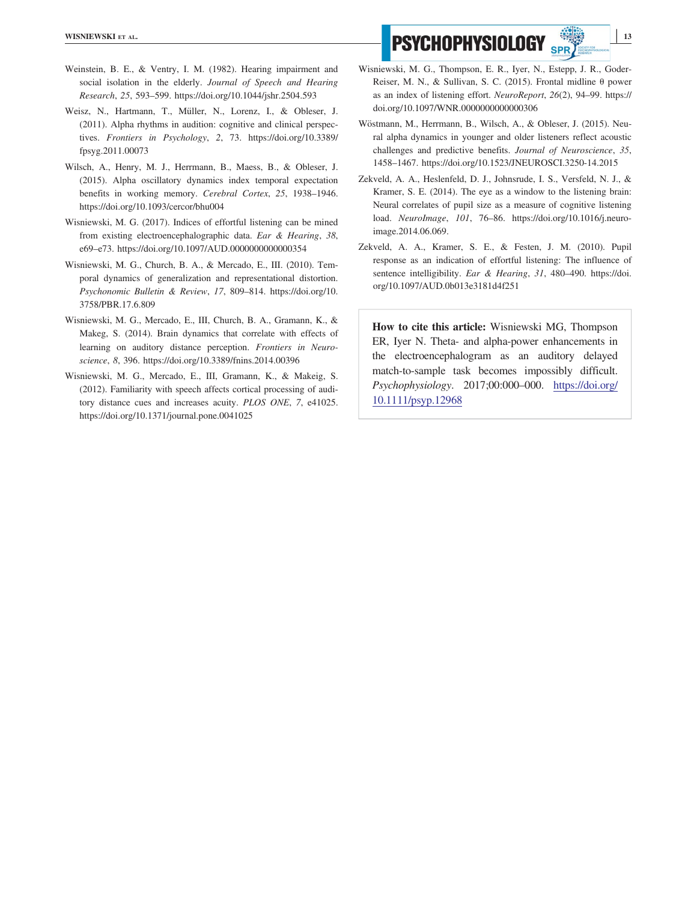Weinstein, B. E., & Ventry, I. M. (1982). Hearing impairment and social isolation in the elderly. *Journal of Speech and Hearing Research*, *25*, 593–599. https://doi.org/10.1044/jshr.2504.593

Weisz, N., Hartmann, T., Müller, N., Lorenz, I., & Obleser, J. (2011). Alpha rhythms in audition: cognitive and clinical perspectives. *Frontiers in Psychology*, *2*, 73. https://doi.org/10.3389/fpsyg.2011.00073

Wilsch, A., Henry, M. J., Herrmann, B., Maess, B., & Obleser, J. (2015). Alpha oscillatory dynamics index temporal expectation benefits in working memory. *Cerebral Cortex*, *25*, 1938–1946. https://doi.org/10.1093/cercor/bhu004

Wisniewski, M. G. (2017). Indices of effortful listening can be mined from existing electroencephalographic data. *Ear & Hearing*, *38*, e69–e73. https://doi.org/10.1097/AUD.0000000000000354

Wisniewski, M. G., Church, B. A., & Mercado, E., III. (2010). Temporal dynamics of generalization and representational distortion. *Psychonomic Bulletin & Review*, *17*, 809–814. https://doi.org/10.3758/PBR.17.6.809

Wisniewski, M. G., Mercado, E., III, Church, B. A., Gramann, K., & Makeg, S. (2014). Brain dynamics that correlate with effects of learning on auditory distance perception. *Frontiers in Neuroscience*, *8*, 396. https://doi.org/10.3389/fnins.2014.00396

Wisniewski, M. G., Mercado, E., III, Gramann, K., & Makeig, S. (2012). Familiarity with speech affects cortical processing of auditory distance cues and increases acuity. *PLOS ONE*, *7*, e41025. https://doi.org/10.1371/journal.pone.0041025

Wisniewski, M. G., Thompson, E. R., Iyer, N., Estepp, J. R., Goder-Reiser, M. N., & Sullivan, S. C. (2015). Frontal midline θ power as an index of listening effort. *NeuroReport*, *26*(2), 94–99. https://doi.org/10.1097/WNR.0000000000000306

Wöstmann, M., Herrmann, B., Wilsch, A., & Obleser, J. (2015). Neural alpha dynamics in younger and older listeners reflect acoustic challenges and predictive benefits. *Journal of Neuroscience*, *35*, 1458–1467. https://doi.org/10.1523/JNEUROSCI.3250-14.2015

Zekveld, A. A., Heslenfeld, D. J., Johnsrude, I. S., Versfeld, N. J., & Kramer, S. E. (2014). The eye as a window to the listening brain: Neural correlates of pupil size as a measure of cognitive listening load. *NeuroImage*, *101*, 76–86. https://doi.org/10.1016/j.neuroimage.2014.06.069.

Zekveld, A. A., Kramer, S. E., & Festen, J. M. (2010). Pupil response as an indication of effortful listening: The influence of sentence intelligibility. *Ear & Hearing*, *31*, 480–490. https://doi.org/10.1097/AUD.0b013e3181d4f251

**How to cite this article:** Wisniewski MG, Thompson ER, Iyer N. Theta- and alpha-power enhancements in the electroencephalogram as an auditory delayed match-to-sample task becomes impossibly difficult. *Psychophysiology*. 2017;00:000–000. https://doi.org/10.1111/psyp.12968